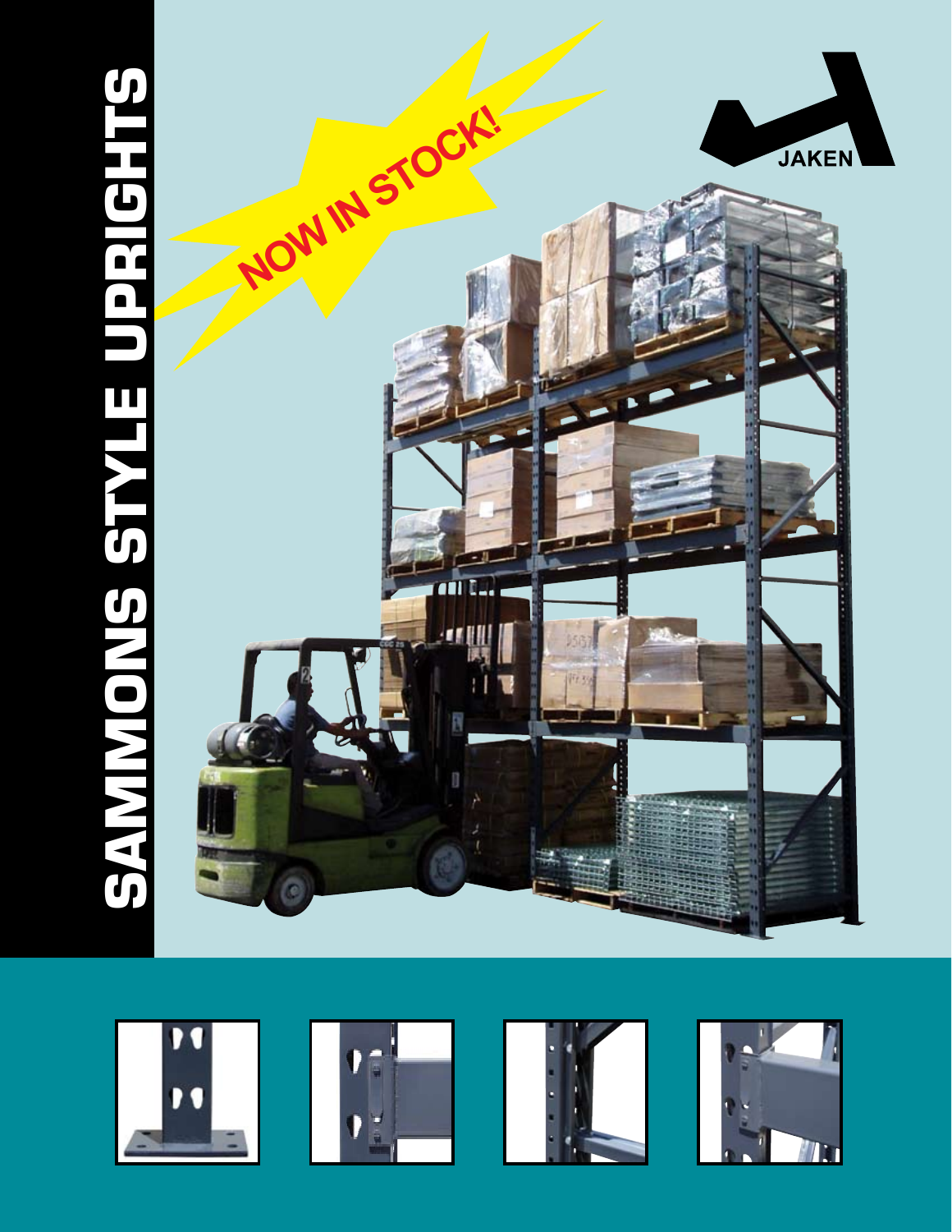# SAMMONS STYLE UPRIGHTS

NOW IN STOCK!

JAKEN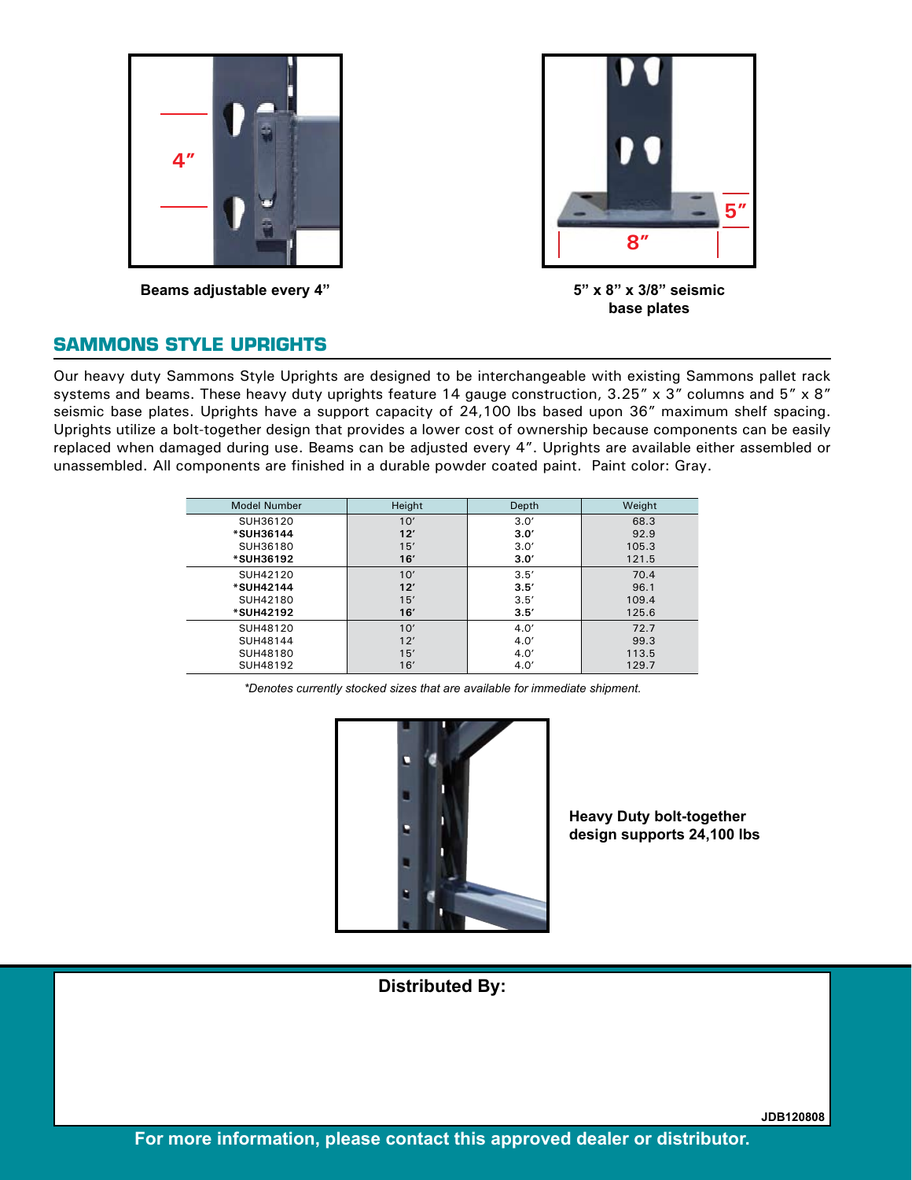4″

Beams adjustable every 4”

5″

8″

5” x 8” x 3/8” seismic base plates

## SAMMONS STYLE UPRIGHTS

Our heavy duty Sammons Style Uprights are designed to be interchangeable with existing Sammons pallet rack systems and beams. These heavy duty uprights feature 14 gauge construction, 3.25″ x 3″ columns and 5″ x 8″ seismic base plates. Uprights have a support capacity of 24,100 lbs based upon 36″ maximum shelf spacing. Uprights utilize a bolt-together design that provides a lower cost of ownership because components can be easily replaced when damaged during use. Beams can be adjusted every 4″. Uprights are available either assembled or unassembled. All components are finished in a durable powder coated paint. Paint color: Gray.

| Model Number | Height | Depth | Weight |
|---|---|---|---|
| SUH36120 | 10′ | 3.0′ | 68.3 |
| **\*SUH36144** | **12′** | **3.0′** | 92.9 |
| SUH36180 | 15′ | 3.0′ | 105.3 |
| **\*SUH36192** | **16′** | **3.0′** | 121.5 |
| SUH42120 | 10′ | 3.5′ | 70.4 |
| **\*SUH42144** | **12′** | **3.5′** | 96.1 |
| SUH42180 | 15′ | 3.5′ | 109.4 |
| **\*SUH42192** | **16′** | **3.5′** | 125.6 |
| SUH48120 | 10′ | 4.0′ | 72.7 |
| SUH48144 | 12′ | 4.0′ | 99.3 |
| SUH48180 | 15′ | 4.0′ | 113.5 |
| SUH48192 | 16′ | 4.0′ | 129.7 |

*\*Denotes currently stocked sizes that are available for immediate shipment.*

**Heavy Duty bolt-together design supports 24,100 lbs**

**Distributed By:**

**JDB120808**

**For more information, please contact this approved dealer or distributor.**